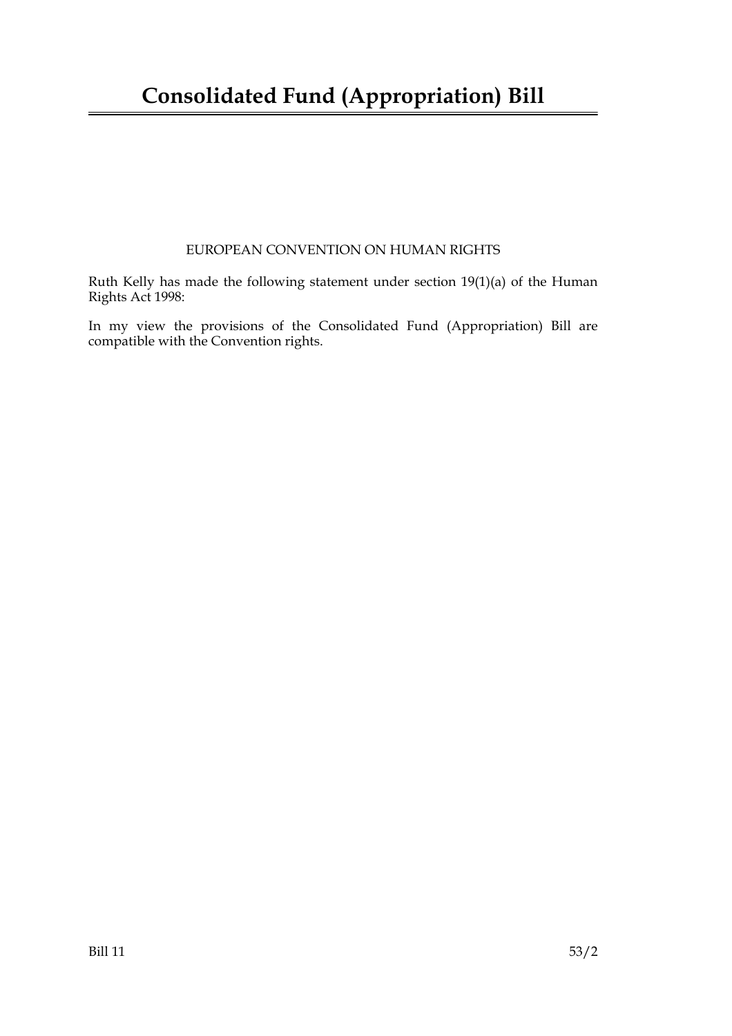# Consolidated Fund (Appropriation) Bill

EUROPEAN CONVENTION ON HUMAN RIGHTS

Ruth Kelly has made the following statement under section 19(1)(a) of the Human Rights Act 1998:

In my view the provisions of the Consolidated Fund (Appropriation) Bill are compatible with the Convention rights.

Bill 11 53/2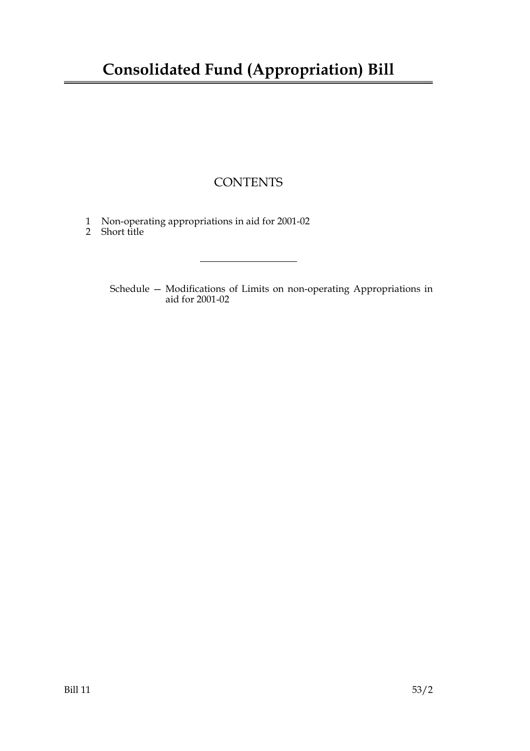# Consolidated Fund (Appropriation) Bill

## CONTENTS

1 Non-operating appropriations in aid for 2001-02
2 Short title

---

Schedule — Modifications of Limits on non-operating Appropriations in aid for 2001-02

Bill 11 53/2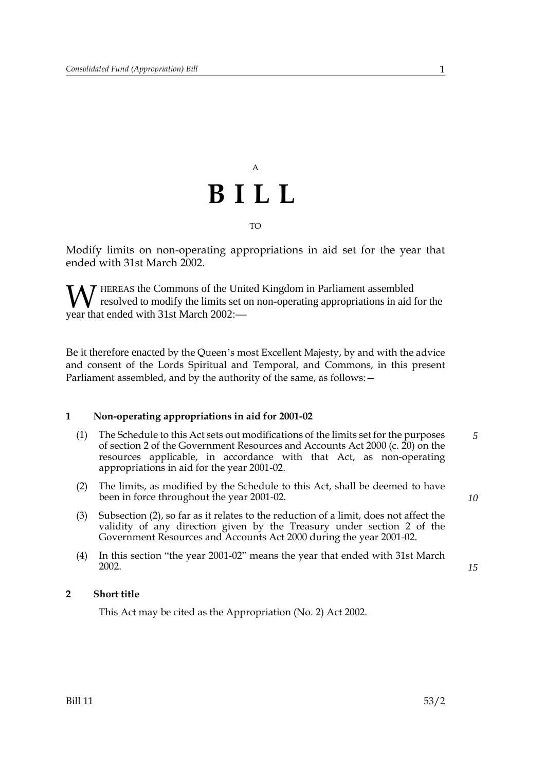A

# BILL

TO

Modify limits on non-operating appropriations in aid set for the year that ended with 31st March 2002.

WHEREAS the Commons of the United Kingdom in Parliament assembled resolved to modify the limits set on non-operating appropriations in aid for the year that ended with 31st March 2002:—

Be it therefore enacted by the Queen's most Excellent Majesty, by and with the advice and consent of the Lords Spiritual and Temporal, and Commons, in this present Parliament assembled, and by the authority of the same, as follows:—

## 1 Non-operating appropriations in aid for 2001-02

(1) The Schedule to this Act sets out modifications of the limits set for the purposes of section 2 of the Government Resources and Accounts Act 2000 (c. 20) on the resources applicable, in accordance with that Act, as non-operating appropriations in aid for the year 2001-02.

(2) The limits, as modified by the Schedule to this Act, shall be deemed to have been in force throughout the year 2001-02.

(3) Subsection (2), so far as it relates to the reduction of a limit, does not affect the validity of any direction given by the Treasury under section 2 of the Government Resources and Accounts Act 2000 during the year 2001-02.

(4) In this section "the year 2001-02" means the year that ended with 31st March 2002.

## 2 Short title

This Act may be cited as the Appropriation (No. 2) Act 2002.

Bill 11 53/2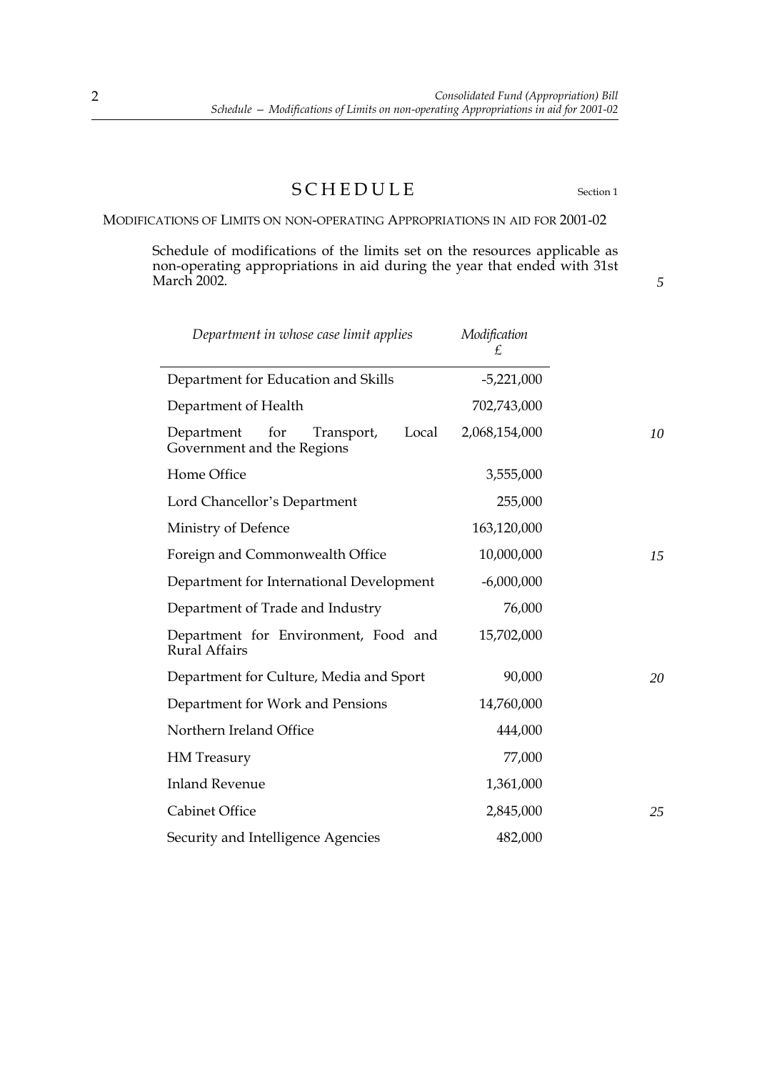# SCHEDULE

Section 1

## MODIFICATIONS OF LIMITS ON NON-OPERATING APPROPRIATIONS IN AID FOR 2001-02

Schedule of modifications of the limits set on the resources applicable as non-operating appropriations in aid during the year that ended with 31st March 2002.

| *Department in whose case limit applies* | *Modification* £ |
|---|---|
| Department for Education and Skills | -5,221,000 |
| Department of Health | 702,743,000 |
| Department for Transport, Local Government and the Regions | 2,068,154,000 |
| Home Office | 3,555,000 |
| Lord Chancellor's Department | 255,000 |
| Ministry of Defence | 163,120,000 |
| Foreign and Commonwealth Office | 10,000,000 |
| Department for International Development | -6,000,000 |
| Department of Trade and Industry | 76,000 |
| Department for Environment, Food and Rural Affairs | 15,702,000 |
| Department for Culture, Media and Sport | 90,000 |
| Department for Work and Pensions | 14,760,000 |
| Northern Ireland Office | 444,000 |
| HM Treasury | 77,000 |
| Inland Revenue | 1,361,000 |
| Cabinet Office | 2,845,000 |
| Security and Intelligence Agencies | 482,000 |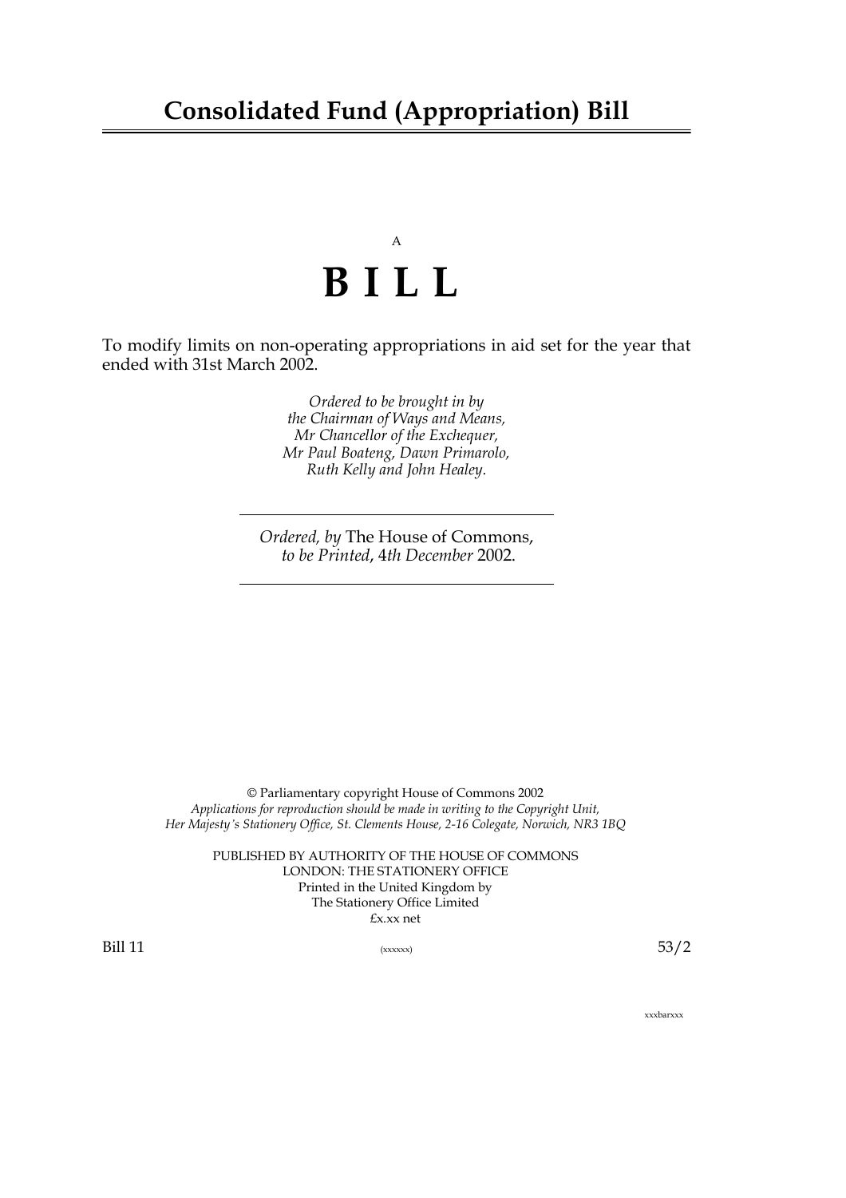# Consolidated Fund (Appropriation) Bill

A

# B I L L

To modify limits on non-operating appropriations in aid set for the year that ended with 31st March 2002.

*Ordered to be brought in by the Chairman of Ways and Means, Mr Chancellor of the Exchequer, Mr Paul Boateng, Dawn Primarolo, Ruth Kelly and John Healey.*

---

*Ordered, by* The House of Commons, *to be Printed*, 4*th December* 2002.

---

© Parliamentary copyright House of Commons 2002
*Applications for reproduction should be made in writing to the Copyright Unit, Her Majesty's Stationery Office, St. Clements House, 2-16 Colegate, Norwich, NR3 1BQ*

PUBLISHED BY AUTHORITY OF THE HOUSE OF COMMONS
LONDON: THE STATIONERY OFFICE
Printed in the United Kingdom by
The Stationery Office Limited
£x.xx net

Bill 11 (xxxxxx) 53/2

xxxbarxxx